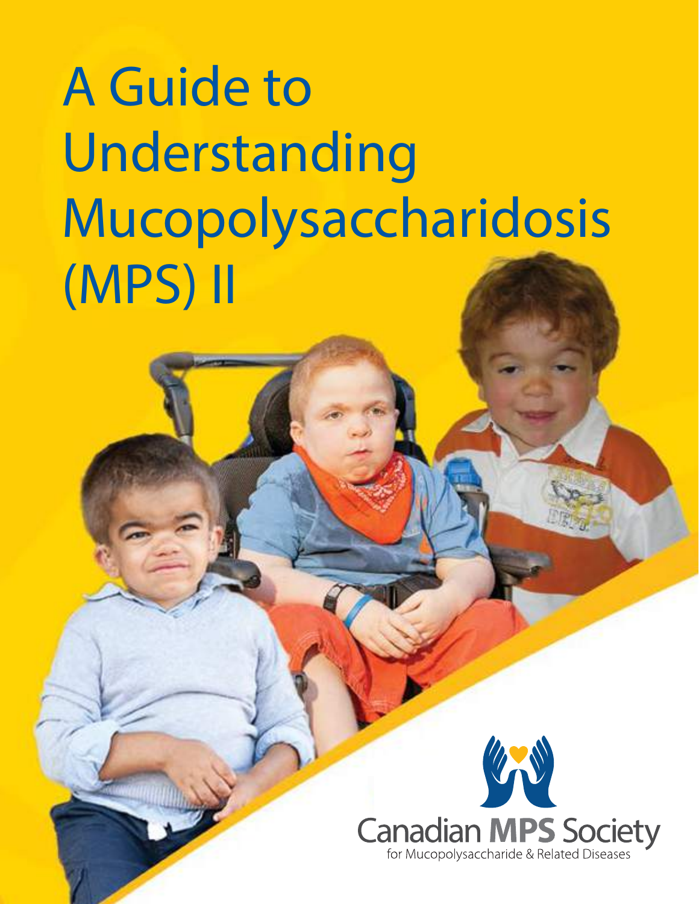# A Guide to Understanding Mucopolysaccharidosis (MPS) II

Canadian **MPS** Society

for Mucopolysaccharide & Related Diseases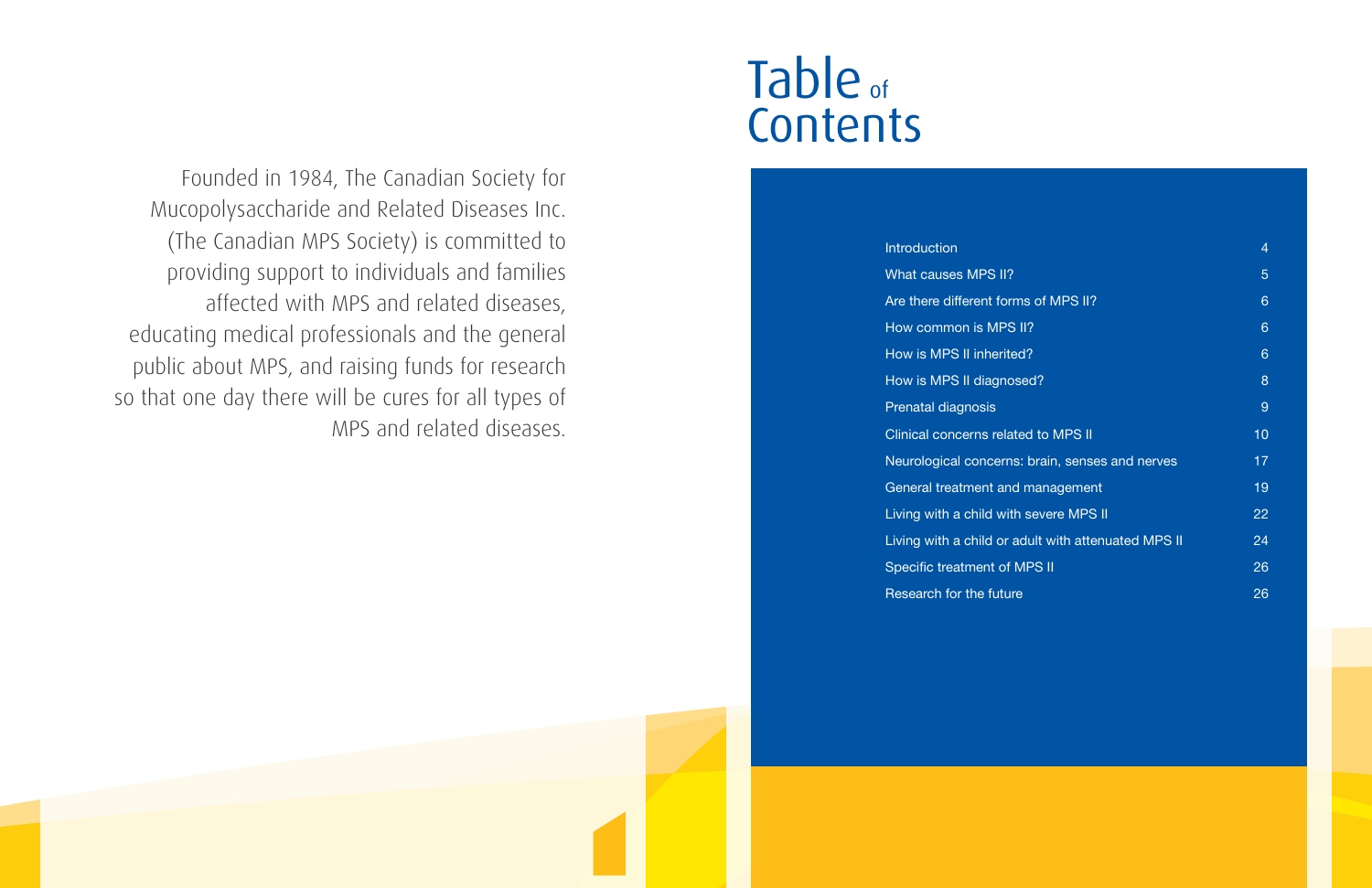Founded in 1984, The Canadian Society for Mucopolysaccharide and Related Diseases Inc. (The Canadian MPS Society) is committed to providing support to individuals and families affected with MPS and related diseases, educating medical professionals and the general public about MPS, and raising funds for research so that one day there will be cures for all types of MPS and related diseases.

# Table of Contents

| | |
|---|---|
| Introduction | 4 |
| What causes MPS II? | 5 |
| Are there different forms of MPS II? | 6 |
| How common is MPS II? | 6 |
| How is MPS II inherited? | 6 |
| How is MPS II diagnosed? | 8 |
| Prenatal diagnosis | 9 |
| Clinical concerns related to MPS II | 10 |
| Neurological concerns: brain, senses and nerves | 17 |
| General treatment and management | 19 |
| Living with a child with severe MPS II | 22 |
| Living with a child or adult with attenuated MPS II | 24 |
| Specific treatment of MPS II | 26 |
| Research for the future | 26 |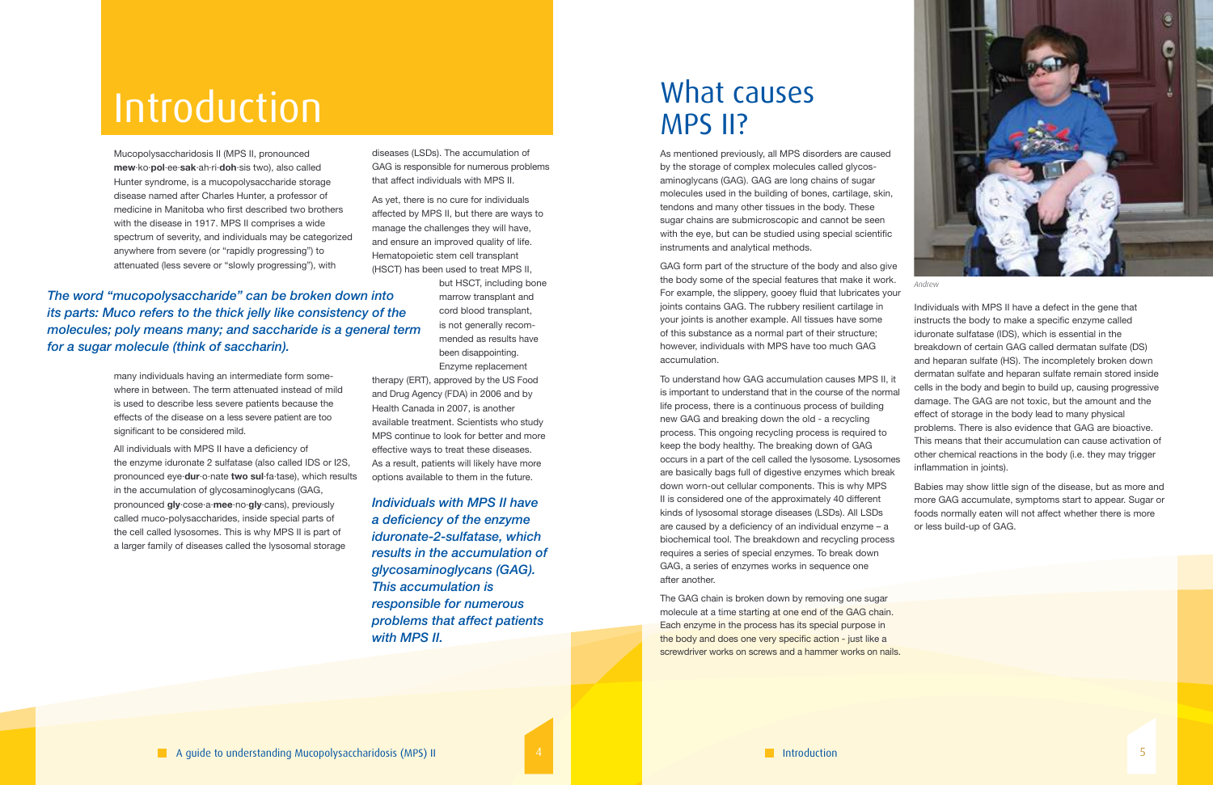# Introduction

Mucopolysaccharidosis II (MPS II, pronounced **mew**·ko·**pol**·ee·**sak**·ah·ri·**doh**·sis two), also called Hunter syndrome, is a mucopolysaccharide storage disease named after Charles Hunter, a professor of medicine in Manitoba who first described two brothers with the disease in 1917. MPS II comprises a wide spectrum of severity, and individuals may be categorized anywhere from severe (or "rapidly progressing") to attenuated (less severe or "slowly progressing"), with many individuals having an intermediate form somewhere in between. The term attenuated instead of mild is used to describe less severe patients because the effects of the disease on a less severe patient are too significant to be considered mild.

*The word "mucopolysaccharide" can be broken down into its parts: Muco refers to the thick jelly like consistency of the molecules; poly means many; and saccharide is a general term for a sugar molecule (think of saccharin).*

All individuals with MPS II have a deficiency of the enzyme iduronate 2 sulfatase (also called IDS or I2S, pronounced eye·**dur**·o·nate **two sul**·fa·tase), which results in the accumulation of glycosaminoglycans (GAG, pronounced **gly**·cose·a·**mee**·no·**gly**·cans), previously called muco-polysaccharides, inside special parts of the cell called lysosomes. This is why MPS II is part of a larger family of diseases called the lysosomal storage diseases (LSDs). The accumulation of GAG is responsible for numerous problems that affect individuals with MPS II.

As yet, there is no cure for individuals affected by MPS II, but there are ways to manage the challenges they will have, and ensure an improved quality of life. Hematopoietic stem cell transplant (HSCT) has been used to treat MPS II, but HSCT, including bone marrow transplant and cord blood transplant, is not generally recommended as results have been disappointing. Enzyme replacement therapy (ERT), approved by the US Food and Drug Agency (FDA) in 2006 and by Health Canada in 2007, is another available treatment. Scientists who study MPS continue to look for better and more effective ways to treat these diseases. As a result, patients will likely have more options available to them in the future.

***Individuals with MPS II have a deficiency of the enzyme iduronate-2-sulfatase, which results in the accumulation of glycosaminoglycans (GAG). This accumulation is responsible for numerous problems that affect patients with MPS II.***

# What causes MPS II?

As mentioned previously, all MPS disorders are caused by the storage of complex molecules called glycosaminoglycans (GAG). GAG are long chains of sugar molecules used in the building of bones, cartilage, skin, tendons and many other tissues in the body. These sugar chains are submicroscopic and cannot be seen with the eye, but can be studied using special scientific instruments and analytical methods.

GAG form part of the structure of the body and also give the body some of the special features that make it work. For example, the slippery, gooey fluid that lubricates your joints contains GAG. The rubbery resilient cartilage in your joints is another example. All tissues have some of this substance as a normal part of their structure; however, individuals with MPS have too much GAG accumulation.

To understand how GAG accumulation causes MPS II, it is important to understand that in the course of the normal life process, there is a continuous process of building new GAG and breaking down the old - a recycling process. This ongoing recycling process is required to keep the body healthy. The breaking down of GAG occurs in a part of the cell called the lysosome. Lysosomes are basically bags full of digestive enzymes which break down worn-out cellular components. This is why MPS II is considered one of the approximately 40 different kinds of lysosomal storage diseases (LSDs). All LSDs are caused by a deficiency of an individual enzyme – a biochemical tool. The breakdown and recycling process requires a series of special enzymes. To break down GAG, a series of enzymes works in sequence one after another.

The GAG chain is broken down by removing one sugar molecule at a time starting at one end of the GAG chain. Each enzyme in the process has its special purpose in the body and does one very specific action - just like a screwdriver works on screws and a hammer works on nails.

Andrew

Individuals with MPS II have a defect in the gene that instructs the body to make a specific enzyme called iduronate sulfatase (IDS), which is essential in the breakdown of certain GAG called dermatan sulfate (DS) and heparan sulfate (HS). The incompletely broken down dermatan sulfate and heparan sulfate remain stored inside cells in the body and begin to build up, causing progressive damage. The GAG are not toxic, but the amount and the effect of storage in the body lead to many physical problems. There is also evidence that GAG are bioactive. This means that their accumulation can cause activation of other chemical reactions in the body (i.e. they may trigger inflammation in joints).

Babies may show little sign of the disease, but as more and more GAG accumulate, symptoms start to appear. Sugar or foods normally eaten will not affect whether there is more or less build-up of GAG.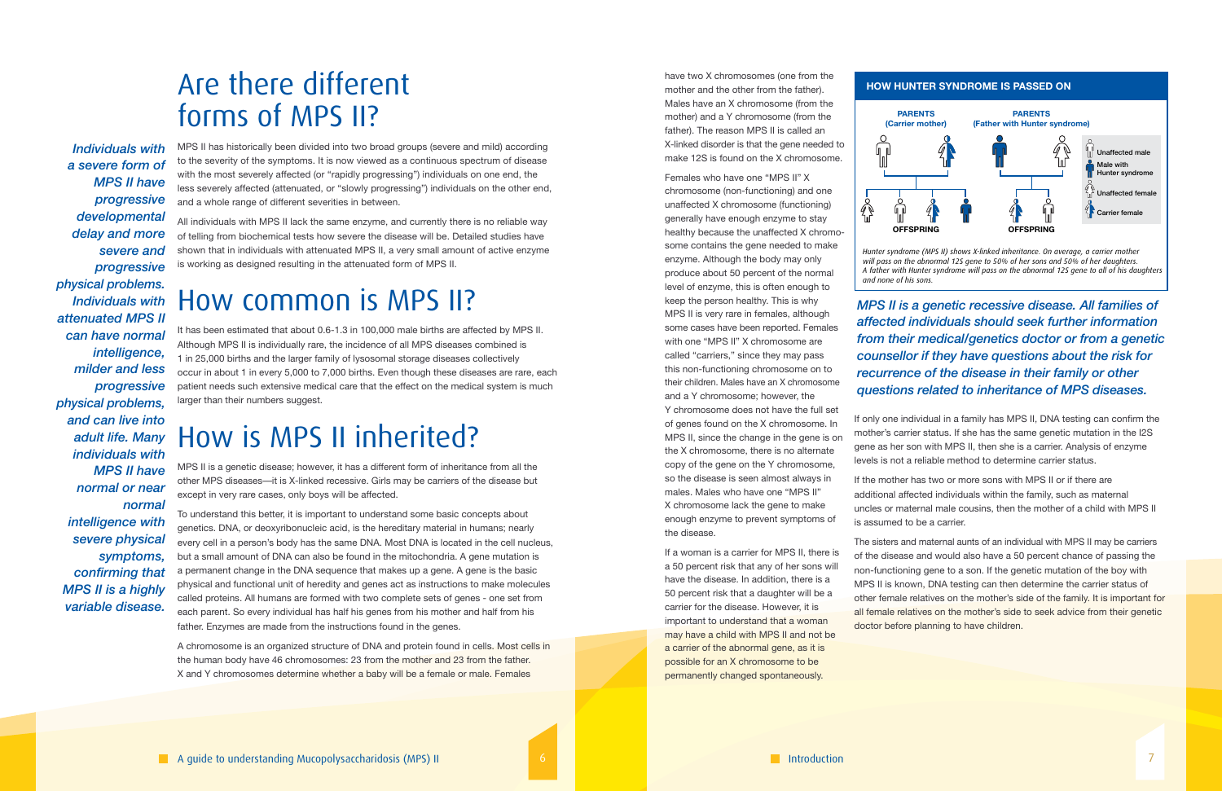# Are there different forms of MPS II?

*Individuals with a severe form of MPS II have progressive developmental delay and more severe and progressive physical problems. Individuals with attenuated MPS II can have normal intelligence, milder and less progressive physical problems, and can live into adult life. Many individuals with MPS II have normal or near normal intelligence with severe physical symptoms, confirming that MPS II is a highly variable disease.*

MPS II has historically been divided into two broad groups (severe and mild) according to the severity of the symptoms. It is now viewed as a continuous spectrum of disease with the most severely affected (or "rapidly progressing") individuals on one end, the less severely affected (attenuated, or "slowly progressing") individuals on the other end, and a whole range of different severities in between.

All individuals with MPS II lack the same enzyme, and currently there is no reliable way of telling from biochemical tests how severe the disease will be. Detailed studies have shown that in individuals with attenuated MPS II, a very small amount of active enzyme is working as designed resulting in the attenuated form of MPS II.

# How common is MPS II?

It has been estimated that about 0.6-1.3 in 100,000 male births are affected by MPS II. Although MPS II is individually rare, the incidence of all MPS diseases combined is 1 in 25,000 births and the larger family of lysosomal storage diseases collectively occur in about 1 in every 5,000 to 7,000 births. Even though these diseases are rare, each patient needs such extensive medical care that the effect on the medical system is much larger than their numbers suggest.

# How is MPS II inherited?

MPS II is a genetic disease; however, it has a different form of inheritance from all the other MPS diseases—it is X-linked recessive. Girls may be carriers of the disease but except in very rare cases, only boys will be affected.

To understand this better, it is important to understand some basic concepts about genetics. DNA, or deoxyribonucleic acid, is the hereditary material in humans; nearly every cell in a person's body has the same DNA. Most DNA is located in the cell nucleus, but a small amount of DNA can also be found in the mitochondria. A gene mutation is a permanent change in the DNA sequence that makes up a gene. A gene is the basic physical and functional unit of heredity and genes act as instructions to make molecules called proteins. All humans are formed with two complete sets of genes - one set from each parent. So every individual has half his genes from his mother and half from his father. Enzymes are made from the instructions found in the genes.

A chromosome is an organized structure of DNA and protein found in cells. Most cells in the human body have 46 chromosomes: 23 from the mother and 23 from the father. X and Y chromosomes determine whether a baby will be a female or male. Females have two X chromosomes (one from the mother and the other from the father). Males have an X chromosome (from the mother) and a Y chromosome (from the father). The reason MPS II is called an X-linked disorder is that the gene needed to make I2S is found on the X chromosome.

Females who have one "MPS II" X chromosome (non-functioning) and one unaffected X chromosome (functioning) generally have enough enzyme to stay healthy because the unaffected X chromosome contains the gene needed to make enzyme. Although the body may only produce about 50 percent of the normal level of enzyme, this is often enough to keep the person healthy. This is why MPS II is very rare in females, although some cases have been reported. Females with one "MPS II" X chromosome are called "carriers," since they may pass this non-functioning chromosome on to their children. Males have an X chromosome and a Y chromosome; however, the Y chromosome does not have the full set of genes found on the X chromosome. In MPS II, since the change in the gene is on the X chromosome, there is no alternate copy of the gene on the Y chromosome, so the disease is seen almost always in males. Males who have one "MPS II" X chromosome lack the gene to make enough enzyme to prevent symptoms of the disease.

If a woman is a carrier for MPS II, there is a 50 percent risk that any of her sons will have the disease. In addition, there is a 50 percent risk that a daughter will be a carrier for the disease. However, it is important to understand that a woman may have a child with MPS II and not be a carrier of the abnormal gene, as it is possible for an X chromosome to be permanently changed spontaneously.

**HOW HUNTER SYNDROME IS PASSED ON**

PARENTS (Carrier mother) — OFFSPRING

PARENTS (Father with Hunter syndrome) — OFFSPRING

Legend: Unaffected male; Male with Hunter syndrome; Unaffected female; Carrier female

*Hunter syndrome (MPS II) shows X-linked inheritance. On average, a carrier mother will pass on the abnormal I2S gene to 50% of her sons and 50% of her daughters. A father with Hunter syndrome will pass on the abnormal I2S gene to all of his daughters and none of his sons.*

***MPS II is a genetic recessive disease. All families of affected individuals should seek further information from their medical/genetics doctor or from a genetic counsellor if they have questions about the risk for recurrence of the disease in their family or other questions related to inheritance of MPS diseases.***

If only one individual in a family has MPS II, DNA testing can confirm the mother's carrier status. If she has the same genetic mutation in the I2S gene as her son with MPS II, then she is a carrier. Analysis of enzyme levels is not a reliable method to determine carrier status.

If the mother has two or more sons with MPS II or if there are additional affected individuals within the family, such as maternal uncles or maternal male cousins, then the mother of a child with MPS II is assumed to be a carrier.

The sisters and maternal aunts of an individual with MPS II may be carriers of the disease and would also have a 50 percent chance of passing the non-functioning gene to a son. If the genetic mutation of the boy with MPS II is known, DNA testing can then determine the carrier status of other female relatives on the mother's side of the family. It is important for all female relatives on the mother's side to seek advice from their genetic doctor before planning to have children.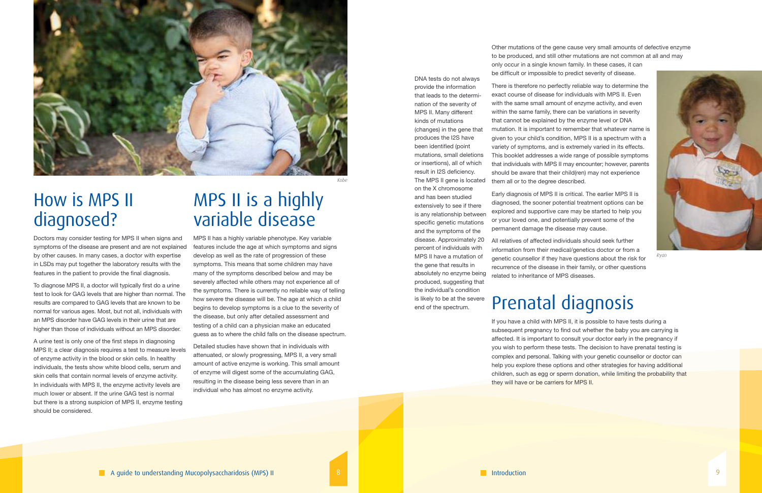Kobe

# How is MPS II diagnosed?

Doctors may consider testing for MPS II when signs and symptoms of the disease are present and are not explained by other causes. In many cases, a doctor with expertise in LSDs may put together the laboratory results with the features in the patient to provide the final diagnosis.

To diagnose MPS II, a doctor will typically first do a urine test to look for GAG levels that are higher than normal. The results are compared to GAG levels that are known to be normal for various ages. Most, but not all, individuals with an MPS disorder have GAG levels in their urine that are higher than those of individuals without an MPS disorder.

A urine test is only one of the first steps in diagnosing MPS II; a clear diagnosis requires a test to measure levels of enzyme activity in the blood or skin cells. In healthy individuals, the tests show white blood cells, serum and skin cells that contain normal levels of enzyme activity. In individuals with MPS II, the enzyme activity levels are much lower or absent. If the urine GAG test is normal but there is a strong suspicion of MPS II, enzyme testing should be considered.

# MPS II is a highly variable disease

MPS II has a highly variable phenotype. Key variable features include the age at which symptoms and signs develop as well as the rate of progression of these symptoms. This means that some children may have many of the symptoms described below and may be severely affected while others may not experience all of the symptoms. There is currently no reliable way of telling how severe the disease will be. The age at which a child begins to develop symptoms is a clue to the severity of the disease, but only after detailed assessment and testing of a child can a physician make an educated guess as to where the child falls on the disease spectrum.

Detailed studies have shown that in individuals with attenuated, or slowly progressing, MPS II, a very small amount of active enzyme is working. This small amount of enzyme will digest some of the accumulating GAG, resulting in the disease being less severe than in an individual who has almost no enzyme activity.

DNA tests do not always provide the information that leads to the determination of the severity of MPS II. Many different kinds of mutations (changes) in the gene that produces the I2S have been identified (point mutations, small deletions or insertions), all of which result in I2S deficiency. The MPS II gene is located on the X chromosome and has been studied extensively to see if there is any relationship between specific genetic mutations and the symptoms of the disease. Approximately 20 percent of individuals with MPS II have a mutation of the gene that results in absolutely no enzyme being produced, suggesting that the individual's condition is likely to be at the severe end of the spectrum.

Other mutations of the gene cause very small amounts of defective enzyme to be produced, and still other mutations are not common at all and may only occur in a single known family. In these cases, it can be difficult or impossible to predict severity of disease.

There is therefore no perfectly reliable way to determine the exact course of disease for individuals with MPS II. Even with the same small amount of enzyme activity, and even within the same family, there can be variations in severity that cannot be explained by the enzyme level or DNA mutation. It is important to remember that whatever name is given to your child's condition, MPS II is a spectrum with a variety of symptoms, and is extremely varied in its effects. This booklet addresses a wide range of possible symptoms that individuals with MPS II may encounter; however, parents should be aware that their child(ren) may not experience them all or to the degree described.

Early diagnosis of MPS II is critical. The earlier MPS II is diagnosed, the sooner potential treatment options can be explored and supportive care may be started to help you or your loved one, and potentially prevent some of the permanent damage the disease may cause.

All relatives of affected individuals should seek further information from their medical/genetics doctor or from a genetic counsellor if they have questions about the risk for recurrence of the disease in their family, or other questions related to inheritance of MPS diseases.

Ryan

# Prenatal diagnosis

If you have a child with MPS II, it is possible to have tests during a subsequent pregnancy to find out whether the baby you are carrying is affected. It is important to consult your doctor early in the pregnancy if you wish to perform these tests. The decision to have prenatal testing is complex and personal. Talking with your genetic counsellor or doctor can help you explore these options and other strategies for having additional children, such as egg or sperm donation, while limiting the probability that they will have or be carriers for MPS II.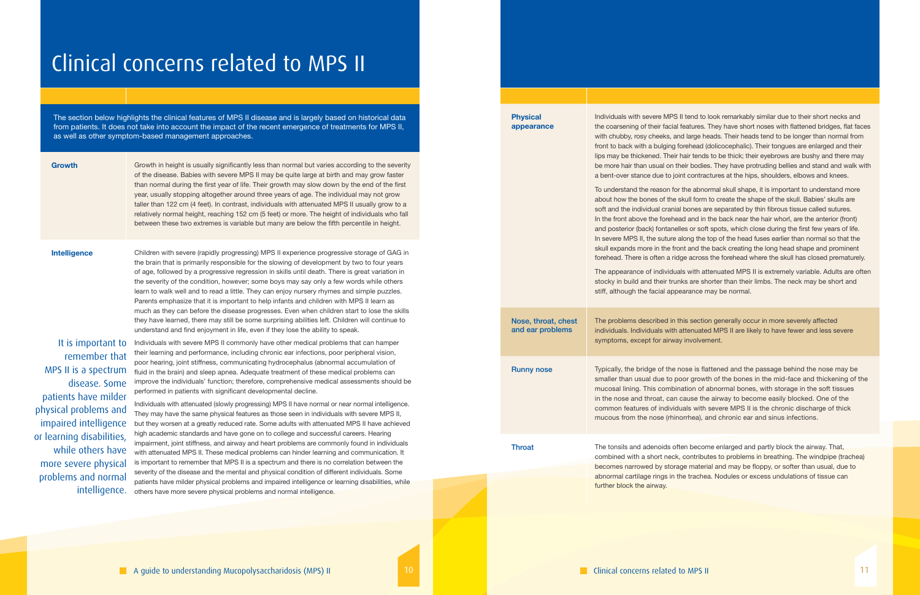# Clinical concerns related to MPS II

The section below highlights the clinical features of MPS II disease and is largely based on historical data from patients. It does not take into account the impact of the recent emergence of treatments for MPS II, as well as other symptom-based management approaches.

**Growth**

Growth in height is usually significantly less than normal but varies according to the severity of the disease. Babies with severe MPS II may be quite large at birth and may grow faster than normal during the first year of life. Their growth may slow down by the end of the first year, usually stopping altogether around three years of age. The individual may not grow taller than 122 cm (4 feet). In contrast, individuals with attenuated MPS II usually grow to a relatively normal height, reaching 152 cm (5 feet) or more. The height of individuals who fall between these two extremes is variable but many are below the fifth percentile in height.

**Intelligence**

Children with severe (rapidly progressing) MPS II experience progressive storage of GAG in the brain that is primarily responsible for the slowing of development by two to four years of age, followed by a progressive regression in skills until death. There is great variation in the severity of the condition, however; some boys may say only a few words while others learn to walk well and to read a little. They can enjoy nursery rhymes and simple puzzles. Parents emphasize that it is important to help infants and children with MPS II learn as much as they can before the disease progresses. Even when children start to lose the skills they have learned, there may still be some surprising abilities left. Children will continue to understand and find enjoyment in life, even if they lose the ability to speak.

Individuals with severe MPS II commonly have other medical problems that can hamper their learning and performance, including chronic ear infections, poor peripheral vision, poor hearing, joint stiffness, communicating hydrocephalus (abnormal accumulation of fluid in the brain) and sleep apnea. Adequate treatment of these medical problems can improve the individuals' function; therefore, comprehensive medical assessments should be performed in patients with significant developmental decline.

Individuals with attenuated (slowly progressing) MPS II have normal or near normal intelligence. They may have the same physical features as those seen in individuals with severe MPS II, but they worsen at a greatly reduced rate. Some adults with attenuated MPS II have achieved high academic standards and have gone on to college and successful careers. Hearing impairment, joint stiffness, and airway and heart problems are commonly found in individuals with attenuated MPS II. These medical problems can hinder learning and communication. It is important to remember that MPS II is a spectrum and there is no correlation between the severity of the disease and the mental and physical condition of different individuals. Some patients have milder physical problems and impaired intelligence or learning disabilities, while others have more severe physical problems and normal intelligence.

> It is important to remember that MPS II is a spectrum disease. Some patients have milder physical problems and impaired intelligence or learning disabilities, while others have more severe physical problems and normal intelligence.

**Physical appearance**

Individuals with severe MPS II tend to look remarkably similar due to their short necks and the coarsening of their facial features. They have short noses with flattened bridges, flat faces with chubby, rosy cheeks, and large heads. Their heads tend to be longer than normal from front to back with a bulging forehead (dolicocephalic). Their tongues are enlarged and their lips may be thickened. Their hair tends to be thick; their eyebrows are bushy and there may be more hair than usual on their bodies. They have protruding bellies and stand and walk with a bent-over stance due to joint contractures at the hips, shoulders, elbows and knees.

To understand the reason for the abnormal skull shape, it is important to understand more about how the bones of the skull form to create the shape of the skull. Babies' skulls are soft and the individual cranial bones are separated by thin fibrous tissue called sutures. In the front above the forehead and in the back near the hair whorl, are the anterior (front) and posterior (back) fontanelles or soft spots, which close during the first few years of life. In severe MPS II, the suture along the top of the head fuses earlier than normal so that the skull expands more in the front and the back creating the long head shape and prominent forehead. There is often a ridge across the forehead where the skull has closed prematurely.

The appearance of individuals with attenuated MPS II is extremely variable. Adults are often stocky in build and their trunks are shorter than their limbs. The neck may be short and stiff, although the facial appearance may be normal.

**Nose, throat, chest and ear problems**

The problems described in this section generally occur in more severely affected individuals. Individuals with attenuated MPS II are likely to have fewer and less severe symptoms, except for airway involvement.

**Runny nose**

Typically, the bridge of the nose is flattened and the passage behind the nose may be smaller than usual due to poor growth of the bones in the mid-face and thickening of the mucosal lining. This combination of abnormal bones, with storage in the soft tissues in the nose and throat, can cause the airway to become easily blocked. One of the common features of individuals with severe MPS II is the chronic discharge of thick mucous from the nose (rhinorrhea), and chronic ear and sinus infections.

**Throat**

The tonsils and adenoids often become enlarged and partly block the airway. That, combined with a short neck, contributes to problems in breathing. The windpipe (trachea) becomes narrowed by storage material and may be floppy, or softer than usual, due to abnormal cartilage rings in the trachea. Nodules or excess undulations of tissue can further block the airway.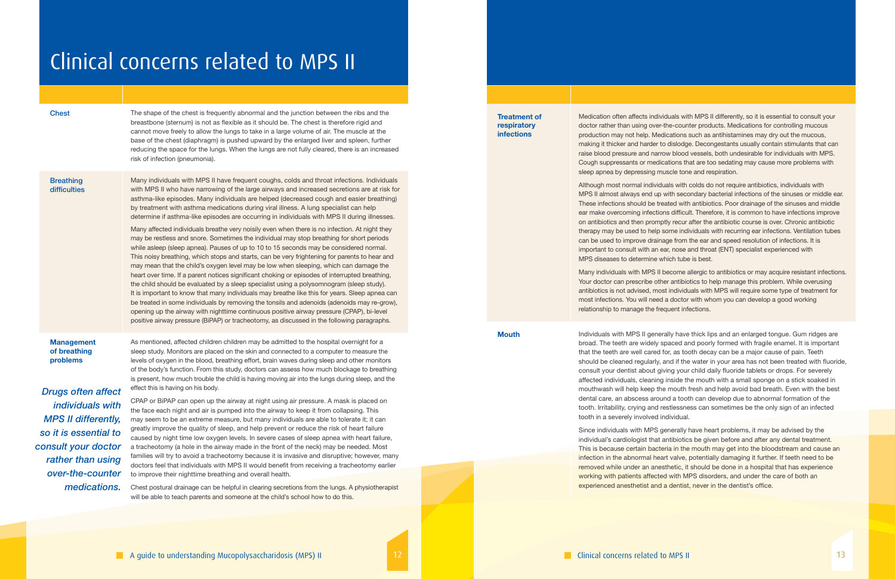# Clinical concerns related to MPS II

### Chest

The shape of the chest is frequently abnormal and the junction between the ribs and the breastbone (sternum) is not as flexible as it should be. The chest is therefore rigid and cannot move freely to allow the lungs to take in a large volume of air. The muscle at the base of the chest (diaphragm) is pushed upward by the enlarged liver and spleen, further reducing the space for the lungs. When the lungs are not fully cleared, there is an increased risk of infection (pneumonia).

### Breathing difficulties

Many individuals with MPS II have frequent coughs, colds and throat infections. Individuals with MPS II who have narrowing of the large airways and increased secretions are at risk for asthma-like episodes. Many individuals are helped (decreased cough and easier breathing) by treatment with asthma medications during viral illness. A lung specialist can help determine if asthma-like episodes are occurring in individuals with MPS II during illnesses.

Many affected individuals breathe very noisily even when there is no infection. At night they may be restless and snore. Sometimes the individual may stop breathing for short periods while asleep (sleep apnea). Pauses of up to 10 to 15 seconds may be considered normal. This noisy breathing, which stops and starts, can be very frightening for parents to hear and may mean that the child's oxygen level may be low when sleeping, which can damage the heart over time. If a parent notices significant choking or episodes of interrupted breathing, the child should be evaluated by a sleep specialist using a polysomnogram (sleep study). It is important to know that many individuals may breathe like this for years. Sleep apnea can be treated in some individuals by removing the tonsils and adenoids (adenoids may re-grow), opening up the airway with nighttime continuous positive airway pressure (CPAP), bi-level positive airway pressure (BiPAP) or tracheotomy, as discussed in the following paragraphs.

### Management of breathing problems

As mentioned, affected children children may be admitted to the hospital overnight for a sleep study. Monitors are placed on the skin and connected to a computer to measure the levels of oxygen in the blood, breathing effort, brain waves during sleep and other monitors of the body's function. From this study, doctors can assess how much blockage to breathing is present, how much trouble the child is having moving air into the lungs during sleep, and the effect this is having on his body.

CPAP or BiPAP can open up the airway at night using air pressure. A mask is placed on the face each night and air is pumped into the airway to keep it from collapsing. This may seem to be an extreme measure, but many individuals are able to tolerate it; it can greatly improve the quality of sleep, and help prevent or reduce the risk of heart failure caused by night time low oxygen levels. In severe cases of sleep apnea with heart failure, a tracheotomy (a hole in the airway made in the front of the neck) may be needed. Most families will try to avoid a tracheotomy because it is invasive and disruptive; however, many doctors feel that individuals with MPS II would benefit from receiving a tracheotomy earlier to improve their nighttime breathing and overall health.

Chest postural drainage can be helpful in clearing secretions from the lungs. A physiotherapist will be able to teach parents and someone at the child's school how to do this.

*Drugs often affect individuals with MPS II differently, so it is essential to consult your doctor rather than using over-the-counter medications.*

### Treatment of respiratory infections

Medication often affects individuals with MPS II differently, so it is essential to consult your doctor rather than using over-the-counter products. Medications for controlling mucous production may not help. Medications such as antihistamines may dry out the mucous, making it thicker and harder to dislodge. Decongestants usually contain stimulants that can raise blood pressure and narrow blood vessels, both undesirable for individuals with MPS. Cough suppressants or medications that are too sedating may cause more problems with sleep apnea by depressing muscle tone and respiration.

Although most normal individuals with colds do not require antibiotics, individuals with MPS II almost always end up with secondary bacterial infections of the sinuses or middle ear. These infections should be treated with antibiotics. Poor drainage of the sinuses and middle ear make overcoming infections difficult. Therefore, it is common to have infections improve on antibiotics and then promptly recur after the antibiotic course is over. Chronic antibiotic therapy may be used to help some individuals with recurring ear infections. Ventilation tubes can be used to improve drainage from the ear and speed resolution of infections. It is important to consult with an ear, nose and throat (ENT) specialist experienced with MPS diseases to determine which tube is best.

Many individuals with MPS II become allergic to antibiotics or may acquire resistant infections. Your doctor can prescribe other antibiotics to help manage this problem. While overusing antibiotics is not advised, most individuals with MPS will require some type of treatment for most infections. You will need a doctor with whom you can develop a good working relationship to manage the frequent infections.

### Mouth

Individuals with MPS II generally have thick lips and an enlarged tongue. Gum ridges are broad. The teeth are widely spaced and poorly formed with fragile enamel. It is important that the teeth are well cared for, as tooth decay can be a major cause of pain. Teeth should be cleaned regularly, and if the water in your area has not been treated with fluoride, consult your dentist about giving your child daily fluoride tablets or drops. For severely affected individuals, cleaning inside the mouth with a small sponge on a stick soaked in mouthwash will help keep the mouth fresh and help avoid bad breath. Even with the best dental care, an abscess around a tooth can develop due to abnormal formation of the tooth. Irritability, crying and restlessness can sometimes be the only sign of an infected tooth in a severely involved individual.

Since individuals with MPS generally have heart problems, it may be advised by the individual's cardiologist that antibiotics be given before and after any dental treatment. This is because certain bacteria in the mouth may get into the bloodstream and cause an infection in the abnormal heart valve, potentially damaging it further. If teeth need to be removed while under an anesthetic, it should be done in a hospital that has experience working with patients affected with MPS disorders, and under the care of both an experienced anesthetist and a dentist, never in the dentist's office.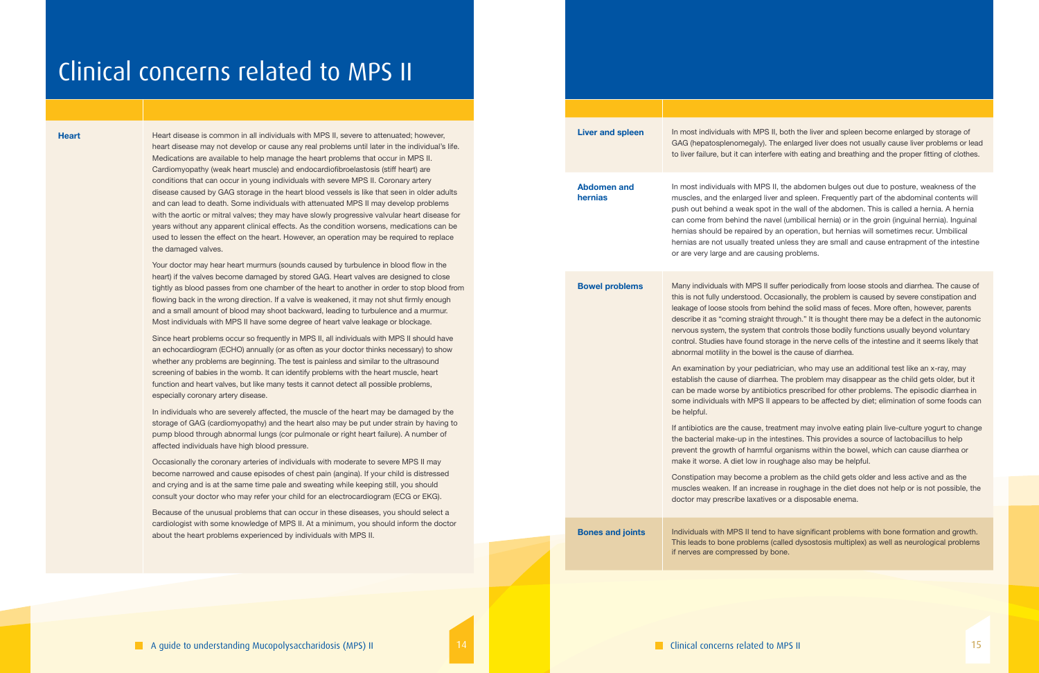# Clinical concerns related to MPS II

### Heart

Heart disease is common in all individuals with MPS II, severe to attenuated; however, heart disease may not develop or cause any real problems until later in the individual's life. Medications are available to help manage the heart problems that occur in MPS II. Cardiomyopathy (weak heart muscle) and endocardiofibroelastosis (stiff heart) are conditions that can occur in young individuals with severe MPS II. Coronary artery disease caused by GAG storage in the heart blood vessels is like that seen in older adults and can lead to death. Some individuals with attenuated MPS II may develop problems with the aortic or mitral valves; they may have slowly progressive valvular heart disease for years without any apparent clinical effects. As the condition worsens, medications can be used to lessen the effect on the heart. However, an operation may be required to replace the damaged valves.

Your doctor may hear heart murmurs (sounds caused by turbulence in blood flow in the heart) if the valves become damaged by stored GAG. Heart valves are designed to close tightly as blood passes from one chamber of the heart to another in order to stop blood from flowing back in the wrong direction. If a valve is weakened, it may not shut firmly enough and a small amount of blood may shoot backward, leading to turbulence and a murmur. Most individuals with MPS II have some degree of heart valve leakage or blockage.

Since heart problems occur so frequently in MPS II, all individuals with MPS II should have an echocardiogram (ECHO) annually (or as often as your doctor thinks necessary) to show whether any problems are beginning. The test is painless and similar to the ultrasound screening of babies in the womb. It can identify problems with the heart muscle, heart function and heart valves, but like many tests it cannot detect all possible problems, especially coronary artery disease.

In individuals who are severely affected, the muscle of the heart may be damaged by the storage of GAG (cardiomyopathy) and the heart also may be put under strain by having to pump blood through abnormal lungs (cor pulmonale or right heart failure). A number of affected individuals have high blood pressure.

Occasionally the coronary arteries of individuals with moderate to severe MPS II may become narrowed and cause episodes of chest pain (angina). If your child is distressed and crying and is at the same time pale and sweating while keeping still, you should consult your doctor who may refer your child for an electrocardiogram (ECG or EKG).

Because of the unusual problems that can occur in these diseases, you should select a cardiologist with some knowledge of MPS II. At a minimum, you should inform the doctor about the heart problems experienced by individuals with MPS II.

### Liver and spleen

In most individuals with MPS II, both the liver and spleen become enlarged by storage of GAG (hepatosplenomegaly). The enlarged liver does not usually cause liver problems or lead to liver failure, but it can interfere with eating and breathing and the proper fitting of clothes.

### Abdomen and hernias

In most individuals with MPS II, the abdomen bulges out due to posture, weakness of the muscles, and the enlarged liver and spleen. Frequently part of the abdominal contents will push out behind a weak spot in the wall of the abdomen. This is called a hernia. A hernia can come from behind the navel (umbilical hernia) or in the groin (inguinal hernia). Inguinal hernias should be repaired by an operation, but hernias will sometimes recur. Umbilical hernias are not usually treated unless they are small and cause entrapment of the intestine or are very large and are causing problems.

### Bowel problems

Many individuals with MPS II suffer periodically from loose stools and diarrhea. The cause of this is not fully understood. Occasionally, the problem is caused by severe constipation and leakage of loose stools from behind the solid mass of feces. More often, however, parents describe it as "coming straight through." It is thought there may be a defect in the autonomic nervous system, the system that controls those bodily functions usually beyond voluntary control. Studies have found storage in the nerve cells of the intestine and it seems likely that abnormal motility in the bowel is the cause of diarrhea.

An examination by your pediatrician, who may use an additional test like an x-ray, may establish the cause of diarrhea. The problem may disappear as the child gets older, but it can be made worse by antibiotics prescribed for other problems. The episodic diarrhea in some individuals with MPS II appears to be affected by diet; elimination of some foods can be helpful.

If antibiotics are the cause, treatment may involve eating plain live-culture yogurt to change the bacterial make-up in the intestines. This provides a source of lactobacillus to help prevent the growth of harmful organisms within the bowel, which can cause diarrhea or make it worse. A diet low in roughage also may be helpful.

Constipation may become a problem as the child gets older and less active and as the muscles weaken. If an increase in roughage in the diet does not help or is not possible, the doctor may prescribe laxatives or a disposable enema.

### Bones and joints

Individuals with MPS II tend to have significant problems with bone formation and growth. This leads to bone problems (called dysostosis multiplex) as well as neurological problems if nerves are compressed by bone.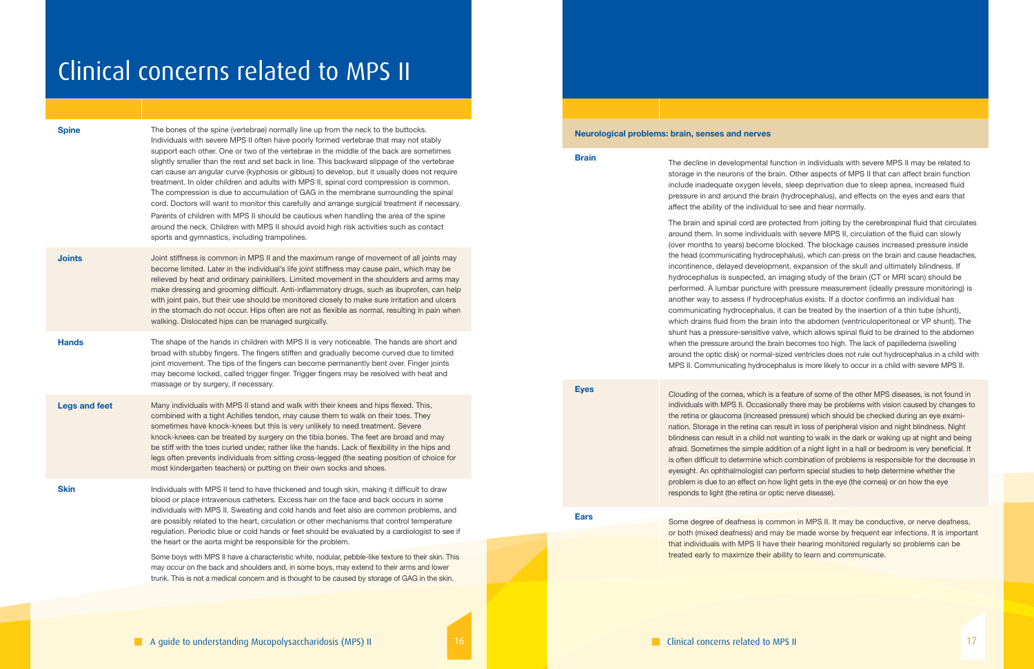# Clinical concerns related to MPS II

### Spine

The bones of the spine (vertebrae) normally line up from the neck to the buttocks. Individuals with severe MPS II often have poorly formed vertebrae that may not stably support each other. One or two of the vertebrae in the middle of the back are sometimes slightly smaller than the rest and set back in line. This backward slippage of the vertebrae can cause an angular curve (kyphosis or gibbus) to develop, but it usually does not require treatment. In older children and adults with MPS II, spinal cord compression is common. The compression is due to accumulation of GAG in the membrane surrounding the spinal cord. Doctors will want to monitor this carefully and arrange surgical treatment if necessary.

Parents of children with MPS II should be cautious when handling the area of the spine around the neck. Children with MPS II should avoid high risk activities such as contact sports and gymnastics, including trampolines.

### Joints

Joint stiffness is common in MPS II and the maximum range of movement of all joints may become limited. Later in the individual's life joint stiffness may cause pain, which may be relieved by heat and ordinary painkillers. Limited movement in the shoulders and arms may make dressing and grooming difficult. Anti-inflammatory drugs, such as ibuprofen, can help with joint pain, but their use should be monitored closely to make sure irritation and ulcers in the stomach do not occur. Hips often are not as flexible as normal, resulting in pain when walking. Dislocated hips can be managed surgically.

### Hands

The shape of the hands in children with MPS II is very noticeable. The hands are short and broad with stubby fingers. The fingers stiffen and gradually become curved due to limited joint movement. The tips of the fingers can become permanently bent over. Finger joints may become locked, called trigger finger. Trigger fingers may be resolved with heat and massage or by surgery, if necessary.

### Legs and feet

Many individuals with MPS II stand and walk with their knees and hips flexed. This, combined with a tight Achilles tendon, may cause them to walk on their toes. They sometimes have knock-knees but this is very unlikely to need treatment. Severe knock-knees can be treated by surgery on the tibia bones. The feet are broad and may be stiff with the toes curled under, rather like the hands. Lack of flexibility in the hips and legs often prevents individuals from sitting cross-legged (the seating position of choice for most kindergarten teachers) or putting on their own socks and shoes.

### Skin

Individuals with MPS II tend to have thickened and tough skin, making it difficult to draw blood or place intravenous catheters. Excess hair on the face and back occurs in some individuals with MPS II. Sweating and cold hands and feet also are common problems, and are possibly related to the heart, circulation or other mechanisms that control temperature regulation. Periodic blue or cold hands or feet should be evaluated by a cardiologist to see if the heart or the aorta might be responsible for the problem.

Some boys with MPS II have a characteristic white, nodular, pebble-like texture to their skin. This may occur on the back and shoulders and, in some boys, may extend to their arms and lower trunk. This is not a medical concern and is thought to be caused by storage of GAG in the skin.

## Neurological problems: brain, senses and nerves

### Brain

The decline in developmental function in individuals with severe MPS II may be related to storage in the neurons of the brain. Other aspects of MPS II that can affect brain function include inadequate oxygen levels, sleep deprivation due to sleep apnea, increased fluid pressure in and around the brain (hydrocephalus), and effects on the eyes and ears that affect the ability of the individual to see and hear normally.

The brain and spinal cord are protected from jolting by the cerebrospinal fluid that circulates around them. In some individuals with severe MPS II, circulation of the fluid can slowly (over months to years) become blocked. The blockage causes increased pressure inside the head (communicating hydrocephalus), which can press on the brain and cause headaches, incontinence, delayed development, expansion of the skull and ultimately blindness. If hydrocephalus is suspected, an imaging study of the brain (CT or MRI scan) should be performed. A lumbar puncture with pressure measurement (ideally pressure monitoring) is another way to assess if hydrocephalus exists. If a doctor confirms an individual has communicating hydrocephalus, it can be treated by the insertion of a thin tube (shunt), which drains fluid from the brain into the abdomen (ventriculoperitoneal or VP shunt). The shunt has a pressure-sensitive valve, which allows spinal fluid to be drained to the abdomen when the pressure around the brain becomes too high. The lack of papilledema (swelling around the optic disk) or normal-sized ventricles does not rule out hydrocephalus in a child with MPS II. Communicating hydrocephalus is more likely to occur in a child with severe MPS II.

### Eyes

Clouding of the cornea, which is a feature of some of the other MPS diseases, is not found in individuals with MPS II. Occasionally there may be problems with vision caused by changes to the retina or glaucoma (increased pressure) which should be checked during an eye examination. Storage in the retina can result in loss of peripheral vision and night blindness. Night blindness can result in a child not wanting to walk in the dark or waking up at night and being afraid. Sometimes the simple addition of a night light in a hall or bedroom is very beneficial. It is often difficult to determine which combination of problems is responsible for the decrease in eyesight. An ophthalmologist can perform special studies to help determine whether the problem is due to an effect on how light gets in the eye (the cornea) or on how the eye responds to light (the retina or optic nerve disease).

### Ears

Some degree of deafness is common in MPS II. It may be conductive, or nerve deafness, or both (mixed deafness) and may be made worse by frequent ear infections. It is important that individuals with MPS II have their hearing monitored regularly so problems can be treated early to maximize their ability to learn and communicate.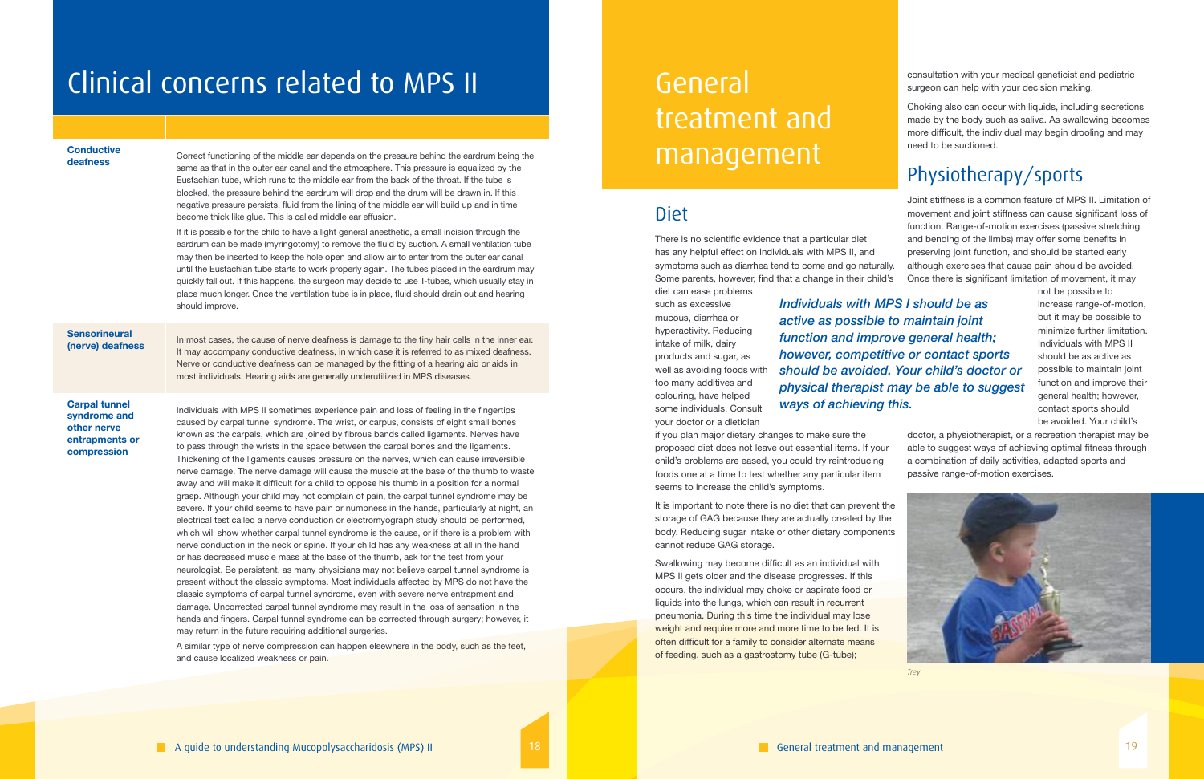# Clinical concerns related to MPS II

| | |
|---|---|
| **Conductive deafness** | Correct functioning of the middle ear depends on the pressure behind the eardrum being the same as that in the outer ear canal and the atmosphere. This pressure is equalized by the Eustachian tube, which runs to the middle ear from the back of the throat. If the tube is blocked, the pressure behind the eardrum will drop and the drum will be drawn in. If this negative pressure persists, fluid from the lining of the middle ear will build up and in time become thick like glue. This is called middle ear effusion. If it is possible for the child to have a light general anesthetic, a small incision through the eardrum can be made (myringotomy) to remove the fluid by suction. A small ventilation tube may then be inserted to keep the hole open and allow air to enter from the outer ear canal until the Eustachian tube starts to work properly again. The tubes placed in the eardrum may quickly fall out. If this happens, the surgeon may decide to use T-tubes, which usually stay in place much longer. Once the ventilation tube is in place, fluid should drain out and hearing should improve. |
| **Sensorineural (nerve) deafness** | In most cases, the cause of nerve deafness is damage to the tiny hair cells in the inner ear. It may accompany conductive deafness, in which case it is referred to as mixed deafness. Nerve or conductive deafness can be managed by the fitting of a hearing aid or aids in most individuals. Hearing aids are generally underutilized in MPS diseases. |
| **Carpal tunnel syndrome and other nerve entrapments or compression** | Individuals with MPS II sometimes experience pain and loss of feeling in the fingertips caused by carpal tunnel syndrome. The wrist, or carpus, consists of eight small bones known as the carpals, which are joined by fibrous bands called ligaments. Nerves have to pass through the wrists in the space between the carpal bones and the ligaments. Thickening of the ligaments causes pressure on the nerves, which can cause irreversible nerve damage. The nerve damage will cause the muscle at the base of the thumb to waste away and will make it difficult for a child to oppose his thumb in a position for a normal grasp. Although your child may not complain of pain, the carpal tunnel syndrome may be severe. If your child seems to have pain or numbness in the hands, particularly at night, an electrical test called a nerve conduction or electromyograph study should be performed, which will show whether carpal tunnel syndrome is the cause, or if there is a problem with nerve conduction in the neck or spine. If your child has any weakness at all in the hand or has decreased muscle mass at the base of the thumb, ask for the test from your neurologist. Be persistent, as many physicians may not believe carpal tunnel syndrome is present without the classic symptoms. Most individuals affected by MPS do not have the classic symptoms of carpal tunnel syndrome, even with severe nerve entrapment and damage. Uncorrected carpal tunnel syndrome may result in the loss of sensation in the hands and fingers. Carpal tunnel syndrome can be corrected through surgery; however, it may return in the future requiring additional surgeries. A similar type of nerve compression can happen elsewhere in the body, such as the feet, and cause localized weakness or pain. |

# General treatment and management

## Diet

There is no scientific evidence that a particular diet has any helpful effect on individuals with MPS II, and symptoms such as diarrhea tend to come and go naturally. Some parents, however, find that a change in their child's diet can ease problems such as excessive mucous, diarrhea or hyperactivity. Reducing intake of milk, dairy products and sugar, as well as avoiding foods with too many additives and colouring, have helped some individuals. Consult your doctor or a dietician if you plan major dietary changes to make sure the proposed diet does not leave out essential items. If your child's problems are eased, you could try reintroducing foods one at a time to test whether any particular item seems to increase the child's symptoms.

*Individuals with MPS I should be as active as possible to maintain joint function and improve general health; however, competitive or contact sports should be avoided. Your child's doctor or physical therapist may be able to suggest ways of achieving this.*

It is important to note there is no diet that can prevent the storage of GAG because they are actually created by the body. Reducing sugar intake or other dietary components cannot reduce GAG storage.

Swallowing may become difficult as an individual with MPS II gets older and the disease progresses. If this occurs, the individual may choke or aspirate food or liquids into the lungs, which can result in recurrent pneumonia. During this time the individual may lose weight and require more and more time to be fed. It is often difficult for a family to consider alternate means of feeding, such as a gastrostomy tube (G-tube); consultation with your medical geneticist and pediatric surgeon can help with your decision making.

Choking also can occur with liquids, including secretions made by the body such as saliva. As swallowing becomes more difficult, the individual may begin drooling and may need to be suctioned.

## Physiotherapy/sports

Joint stiffness is a common feature of MPS II. Limitation of movement and joint stiffness can cause significant loss of function. Range-of-motion exercises (passive stretching and bending of the limbs) may offer some benefits in preserving joint function, and should be started early although exercises that cause pain should be avoided. Once there is significant limitation of movement, it may not be possible to increase range-of-motion, but it may be possible to minimize further limitation. Individuals with MPS II should be as active as possible to maintain joint function and improve their general health; however, contact sports should be avoided. Your child's doctor, a physiotherapist, or a recreation therapist may be able to suggest ways of achieving optimal fitness through a combination of daily activities, adapted sports and passive range-of-motion exercises.

*Trey*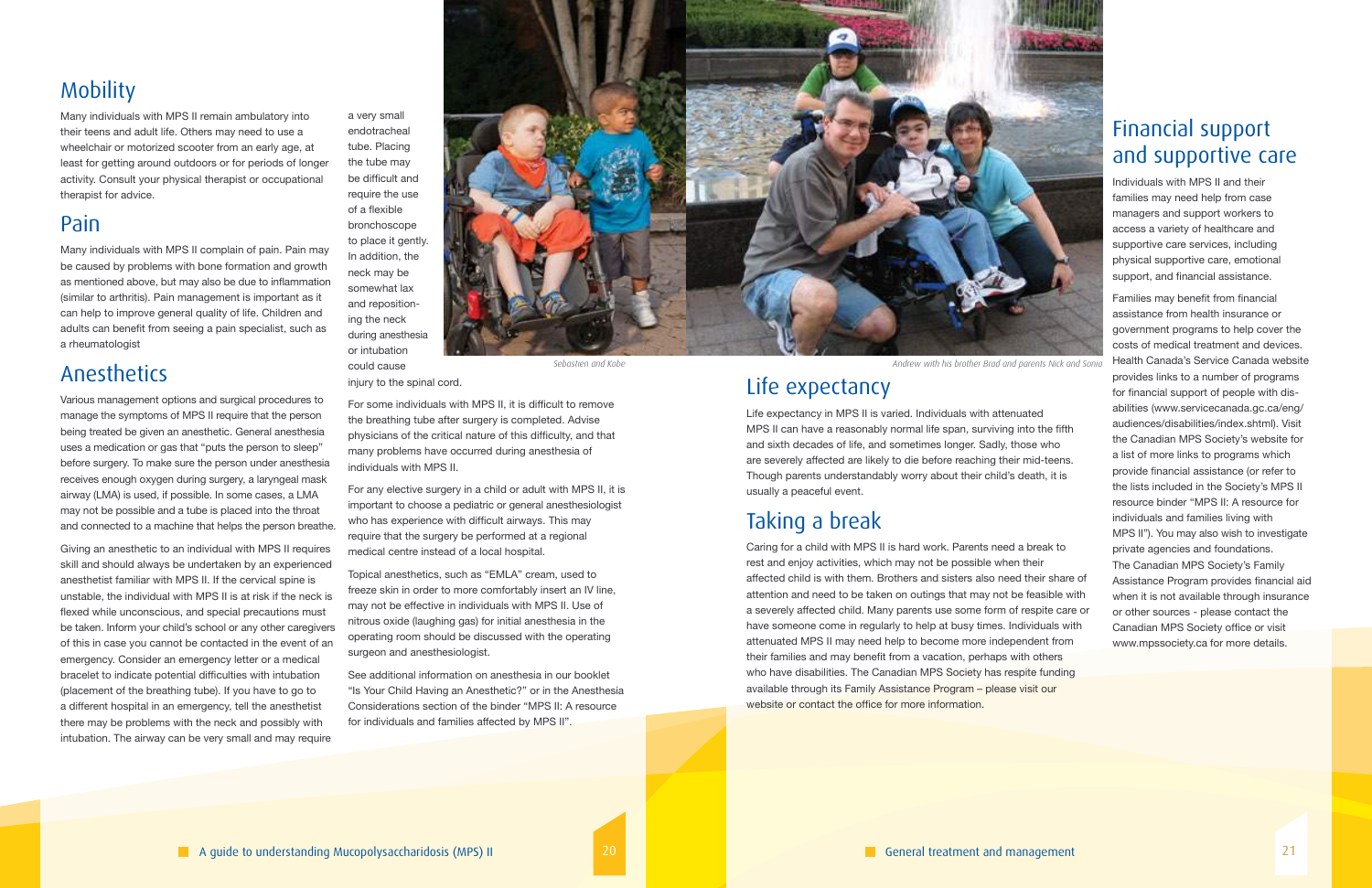## Mobility

Many individuals with MPS II remain ambulatory into their teens and adult life. Others may need to use a wheelchair or motorized scooter from an early age, at least for getting around outdoors or for periods of longer activity. Consult your physical therapist or occupational therapist for advice.

## Pain

Many individuals with MPS II complain of pain. Pain may be caused by problems with bone formation and growth as mentioned above, but may also be due to inflammation (similar to arthritis). Pain management is important as it can help to improve general quality of life. Children and adults can benefit from seeing a pain specialist, such as a rheumatologist

## Anesthetics

Various management options and surgical procedures to manage the symptoms of MPS II require that the person being treated be given an anesthetic. General anesthesia uses a medication or gas that "puts the person to sleep" before surgery. To make sure the person under anesthesia receives enough oxygen during surgery, a laryngeal mask airway (LMA) is used, if possible. In some cases, a LMA may not be possible and a tube is placed into the throat and connected to a machine that helps the person breathe.

Giving an anesthetic to an individual with MPS II requires skill and should always be undertaken by an experienced anesthetist familiar with MPS II. If the cervical spine is unstable, the individual with MPS II is at risk if the neck is flexed while unconscious, and special precautions must be taken. Inform your child's school or any other caregivers of this in case you cannot be contacted in the event of an emergency. Consider an emergency letter or a medical bracelet to indicate potential difficulties with intubation (placement of the breathing tube). If you have to go to a different hospital in an emergency, tell the anesthetist there may be problems with the neck and possibly with intubation. The airway can be very small and may require a very small endotracheal tube. Placing the tube may be difficult and require the use of a flexible bronchoscope to place it gently. In addition, the neck may be somewhat lax and repositioning the neck during anesthesia or intubation could cause injury to the spinal cord.

For some individuals with MPS II, it is difficult to remove the breathing tube after surgery is completed. Advise physicians of the critical nature of this difficulty, and that many problems have occurred during anesthesia of individuals with MPS II.

For any elective surgery in a child or adult with MPS II, it is important to choose a pediatric or general anesthesiologist who has experience with difficult airways. This may require that the surgery be performed at a regional medical centre instead of a local hospital.

Topical anesthetics, such as "EMLA" cream, used to freeze skin in order to more comfortably insert an IV line, may not be effective in individuals with MPS II. Use of nitrous oxide (laughing gas) for initial anesthesia in the operating room should be discussed with the operating surgeon and anesthesiologist.

See additional information on anesthesia in our booklet "Is Your Child Having an Anesthetic?" or in the Anesthesia Considerations section of the binder "MPS II: A resource for individuals and families affected by MPS II".

*Sebastien and Kobe*

*Andrew with his brother Brad and parents Nick and Sonia*

## Life expectancy

Life expectancy in MPS II is varied. Individuals with attenuated MPS II can have a reasonably normal life span, surviving into the fifth and sixth decades of life, and sometimes longer. Sadly, those who are severely affected are likely to die before reaching their mid-teens. Though parents understandably worry about their child's death, it is usually a peaceful event.

## Taking a break

Caring for a child with MPS II is hard work. Parents need a break to rest and enjoy activities, which may not be possible when their affected child is with them. Brothers and sisters also need their share of attention and need to be taken on outings that may not be feasible with a severely affected child. Many parents use some form of respite care or have someone come in regularly to help at busy times. Individuals with attenuated MPS II may need help to become more independent from their families and may benefit from a vacation, perhaps with others who have disabilities. The Canadian MPS Society has respite funding available through its Family Assistance Program – please visit our website or contact the office for more information.

## Financial support and supportive care

Individuals with MPS II and their families may need help from case managers and support workers to access a variety of healthcare and supportive care services, including physical supportive care, emotional support, and financial assistance.

Families may benefit from financial assistance from health insurance or government programs to help cover the costs of medical treatment and devices. Health Canada's Service Canada website provides links to a number of programs for financial support of people with disabilities (www.servicecanada.gc.ca/eng/audiences/disabilities/index.shtml). Visit the Canadian MPS Society's website for a list of more links to programs which provide financial assistance (or refer to the lists included in the Society's MPS II resource binder "MPS II: A resource for individuals and families living with MPS II"). You may also wish to investigate private agencies and foundations. The Canadian MPS Society's Family Assistance Program provides financial aid when it is not available through insurance or other sources - please contact the Canadian MPS Society office or visit www.mpssociety.ca for more details.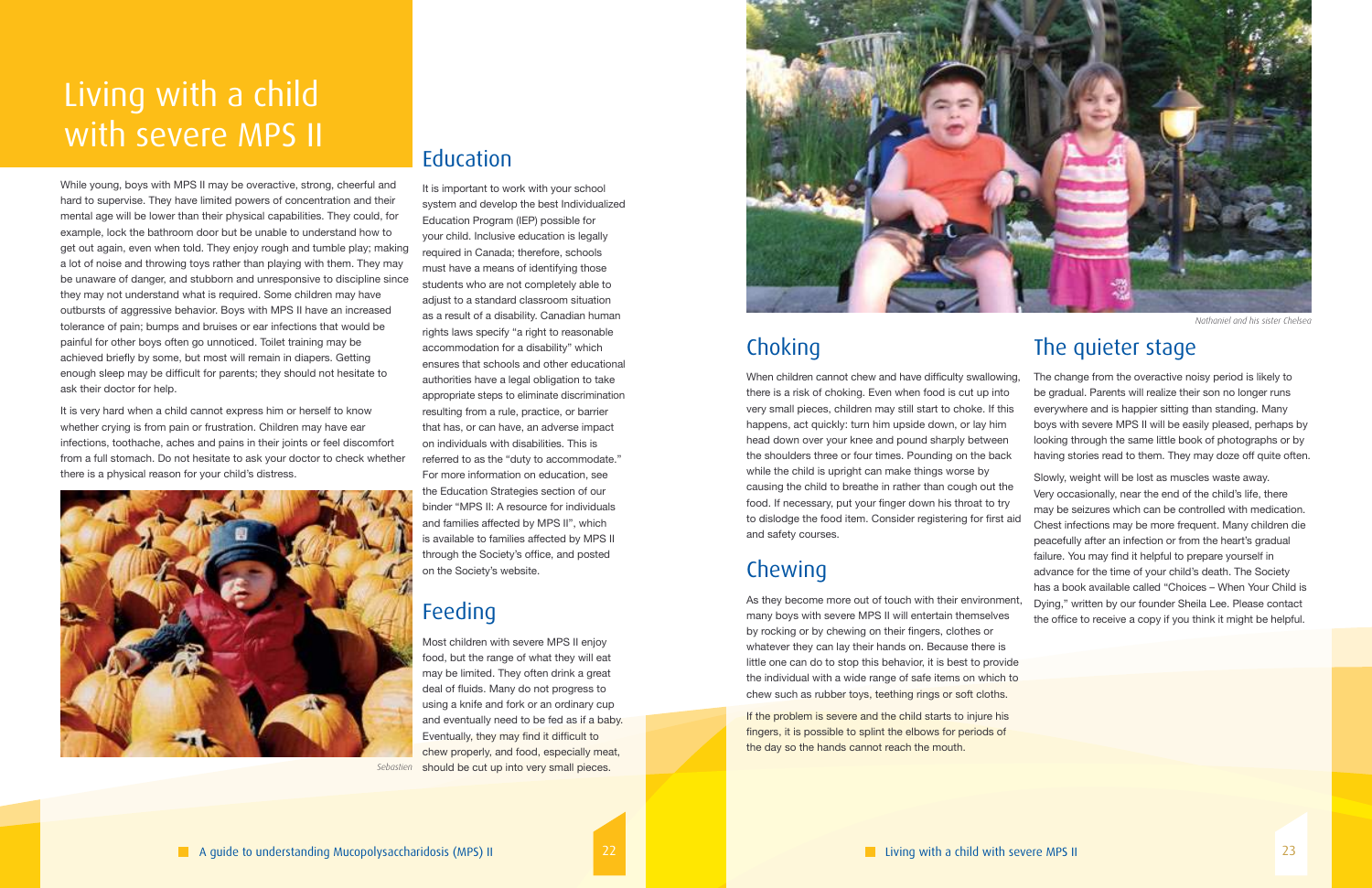# Living with a child with severe MPS II

While young, boys with MPS II may be overactive, strong, cheerful and hard to supervise. They have limited powers of concentration and their mental age will be lower than their physical capabilities. They could, for example, lock the bathroom door but be unable to understand how to get out again, even when told. They enjoy rough and tumble play; making a lot of noise and throwing toys rather than playing with them. They may be unaware of danger, and stubborn and unresponsive to discipline since they may not understand what is required. Some children may have outbursts of aggressive behavior. Boys with MPS II have an increased tolerance of pain; bumps and bruises or ear infections that would be painful for other boys often go unnoticed. Toilet training may be achieved briefly by some, but most will remain in diapers. Getting enough sleep may be difficult for parents; they should not hesitate to ask their doctor for help.

It is very hard when a child cannot express him or herself to know whether crying is from pain or frustration. Children may have ear infections, toothache, aches and pains in their joints or feel discomfort from a full stomach. Do not hesitate to ask your doctor to check whether there is a physical reason for your child's distress.

*Sebastien*

## Education

It is important to work with your school system and develop the best Individualized Education Program (IEP) possible for your child. Inclusive education is legally required in Canada; therefore, schools must have a means of identifying those students who are not completely able to adjust to a standard classroom situation as a result of a disability. Canadian human rights laws specify "a right to reasonable accommodation for a disability" which ensures that schools and other educational authorities have a legal obligation to take appropriate steps to eliminate discrimination resulting from a rule, practice, or barrier that has, or can have, an adverse impact on individuals with disabilities. This is referred to as the "duty to accommodate." For more information on education, see the Education Strategies section of our binder "MPS II: A resource for individuals and families affected by MPS II", which is available to families affected by MPS II through the Society's office, and posted on the Society's website.

## Feeding

Most children with severe MPS II enjoy food, but the range of what they will eat may be limited. They often drink a great deal of fluids. Many do not progress to using a knife and fork or an ordinary cup and eventually need to be fed as if a baby. Eventually, they may find it difficult to chew properly, and food, especially meat, should be cut up into very small pieces.

*Nathaniel and his sister Chelsea*

## Choking

When children cannot chew and have difficulty swallowing, there is a risk of choking. Even when food is cut up into very small pieces, children may still start to choke. If this happens, act quickly: turn him upside down, or lay him head down over your knee and pound sharply between the shoulders three or four times. Pounding on the back while the child is upright can make things worse by causing the child to breathe in rather than cough out the food. If necessary, put your finger down his throat to try to dislodge the food item. Consider registering for first aid and safety courses.

## Chewing

As they become more out of touch with their environment, many boys with severe MPS II will entertain themselves by rocking or by chewing on their fingers, clothes or whatever they can lay their hands on. Because there is little one can do to stop this behavior, it is best to provide the individual with a wide range of safe items on which to chew such as rubber toys, teething rings or soft cloths.

If the problem is severe and the child starts to injure his fingers, it is possible to splint the elbows for periods of the day so the hands cannot reach the mouth.

## The quieter stage

The change from the overactive noisy period is likely to be gradual. Parents will realize their son no longer runs everywhere and is happier sitting than standing. Many boys with severe MPS II will be easily pleased, perhaps by looking through the same little book of photographs or by having stories read to them. They may doze off quite often.

Slowly, weight will be lost as muscles waste away. Very occasionally, near the end of the child's life, there may be seizures which can be controlled with medication. Chest infections may be more frequent. Many children die peacefully after an infection or from the heart's gradual failure. You may find it helpful to prepare yourself in advance for the time of your child's death. The Society has a book available called "Choices – When Your Child is Dying," written by our founder Sheila Lee. Please contact the office to receive a copy if you think it might be helpful.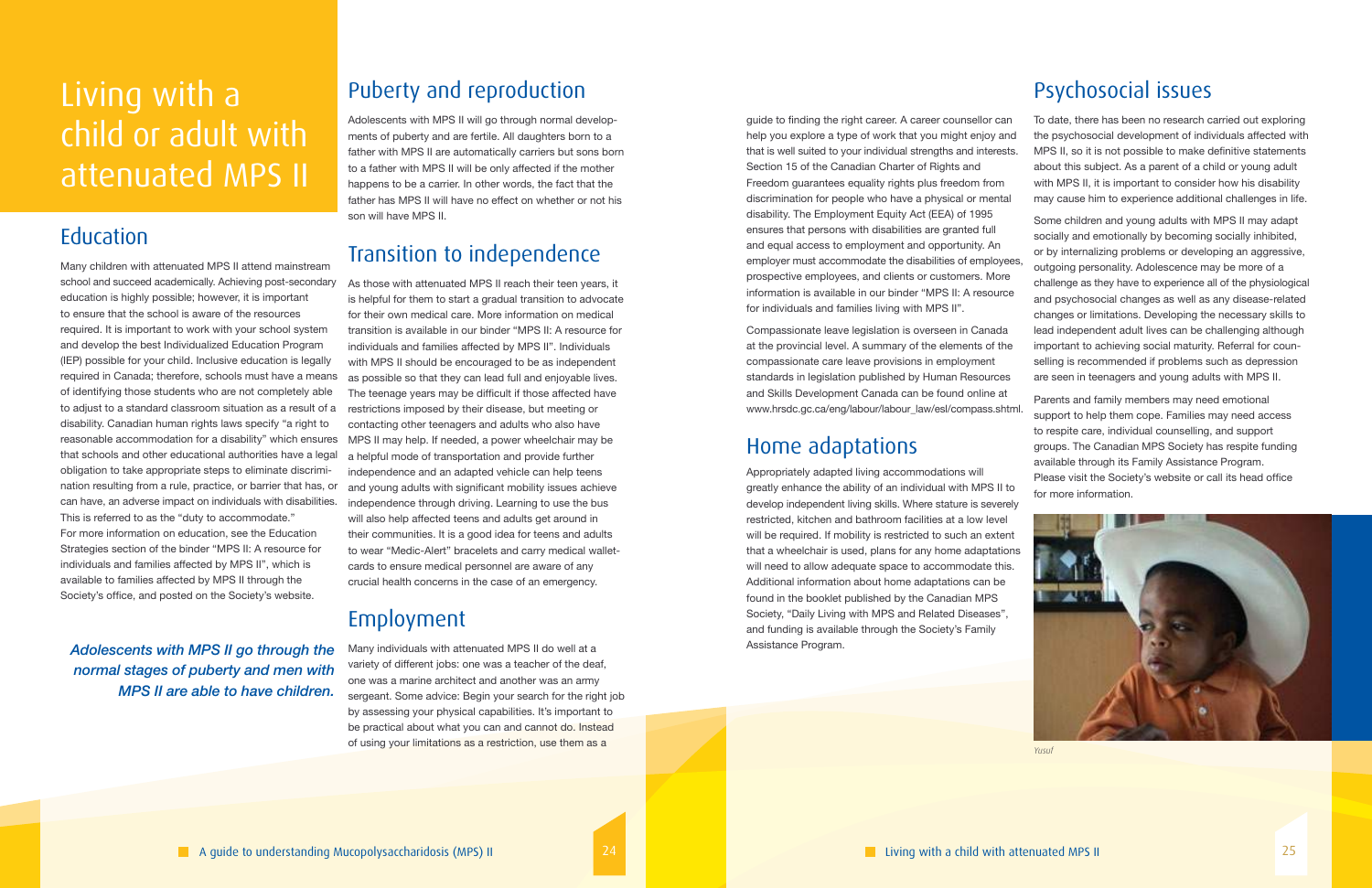# Living with a child or adult with attenuated MPS II

## Education

Many children with attenuated MPS II attend mainstream school and succeed academically. Achieving post-secondary education is highly possible; however, it is important to ensure that the school is aware of the resources required. It is important to work with your school system and develop the best Individualized Education Program (IEP) possible for your child. Inclusive education is legally required in Canada; therefore, schools must have a means of identifying those students who are not completely able to adjust to a standard classroom situation as a result of a disability. Canadian human rights laws specify "a right to reasonable accommodation for a disability" which ensures that schools and other educational authorities have a legal obligation to take appropriate steps to eliminate discrimination resulting from a rule, practice, or barrier that has, or can have, an adverse impact on individuals with disabilities. This is referred to as the "duty to accommodate." For more information on education, see the Education Strategies section of the binder "MPS II: A resource for individuals and families affected by MPS II", which is available to families affected by MPS II through the Society's office, and posted on the Society's website.

*Adolescents with MPS II go through the normal stages of puberty and men with MPS II are able to have children.*

## Puberty and reproduction

Adolescents with MPS II will go through normal developments of puberty and are fertile. All daughters born to a father with MPS II are automatically carriers but sons born to a father with MPS II will be only affected if the mother happens to be a carrier. In other words, the fact that the father has MPS II will have no effect on whether or not his son will have MPS II.

## Transition to independence

As those with attenuated MPS II reach their teen years, it is helpful for them to start a gradual transition to advocate for their own medical care. More information on medical transition is available in our binder "MPS II: A resource for individuals and families affected by MPS II". Individuals with MPS II should be encouraged to be as independent as possible so that they can lead full and enjoyable lives. The teenage years may be difficult if those affected have restrictions imposed by their disease, but meeting or contacting other teenagers and adults who also have MPS II may help. If needed, a power wheelchair may be a helpful mode of transportation and provide further independence and an adapted vehicle can help teens and young adults with significant mobility issues achieve independence through driving. Learning to use the bus will also help affected teens and adults get around in their communities. It is a good idea for teens and adults to wear "Medic-Alert" bracelets and carry medical wallet-cards to ensure medical personnel are aware of any crucial health concerns in the case of an emergency.

## Employment

Many individuals with attenuated MPS II do well at a variety of different jobs: one was a teacher of the deaf, one was a marine architect and another was an army sergeant. Some advice: Begin your search for the right job by assessing your physical capabilities. It's important to be practical about what you can and cannot do. Instead of using your limitations as a restriction, use them as a guide to finding the right career. A career counsellor can help you explore a type of work that you might enjoy and that is well suited to your individual strengths and interests. Section 15 of the Canadian Charter of Rights and Freedom guarantees equality rights plus freedom from discrimination for people who have a physical or mental disability. The Employment Equity Act (EEA) of 1995 ensures that persons with disabilities are granted full and equal access to employment and opportunity. An employer must accommodate the disabilities of employees, prospective employees, and clients or customers. More information is available in our binder "MPS II: A resource for individuals and families living with MPS II".

Compassionate leave legislation is overseen in Canada at the provincial level. A summary of the elements of the compassionate care leave provisions in employment standards in legislation published by Human Resources and Skills Development Canada can be found online at www.hrsdc.gc.ca/eng/labour/labour_law/esl/compass.shtml.

## Home adaptations

Appropriately adapted living accommodations will greatly enhance the ability of an individual with MPS II to develop independent living skills. Where stature is severely restricted, kitchen and bathroom facilities at a low level will be required. If mobility is restricted to such an extent that a wheelchair is used, plans for any home adaptations will need to allow adequate space to accommodate this. Additional information about home adaptations can be found in the booklet published by the Canadian MPS Society, "Daily Living with MPS and Related Diseases", and funding is available through the Society's Family Assistance Program.

## Psychosocial issues

To date, there has been no research carried out exploring the psychosocial development of individuals affected with MPS II, so it is not possible to make definitive statements about this subject. As a parent of a child or young adult with MPS II, it is important to consider how his disability may cause him to experience additional challenges in life.

Some children and young adults with MPS II may adapt socially and emotionally by becoming socially inhibited, or by internalizing problems or developing an aggressive, outgoing personality. Adolescence may be more of a challenge as they have to experience all of the physiological and psychosocial changes as well as any disease-related changes or limitations. Developing the necessary skills to lead independent adult lives can be challenging although important to achieving social maturity. Referral for counselling is recommended if problems such as depression are seen in teenagers and young adults with MPS II.

Parents and family members may need emotional support to help them cope. Families may need access to respite care, individual counselling, and support groups. The Canadian MPS Society has respite funding available through its Family Assistance Program. Please visit the Society's website or call its head office for more information.

Yusuf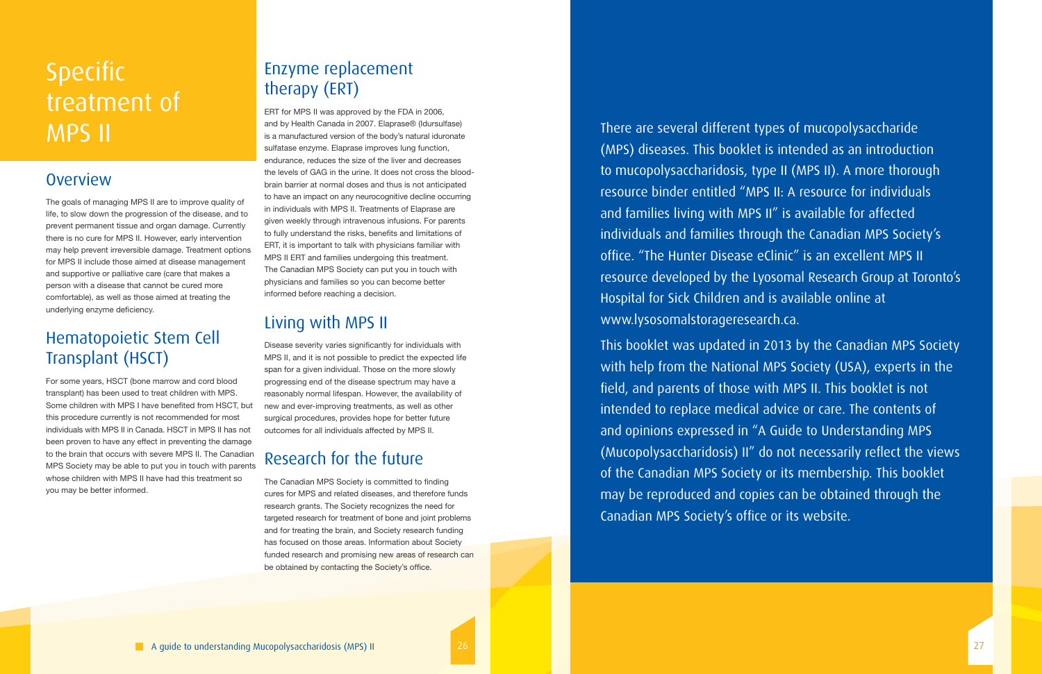# Specific treatment of MPS II

## Overview

The goals of managing MPS II are to improve quality of life, to slow down the progression of the disease, and to prevent permanent tissue and organ damage. Currently there is no cure for MPS II. However, early intervention may help prevent irreversible damage. Treatment options for MPS II include those aimed at disease management and supportive or palliative care (care that makes a person with a disease that cannot be cured more comfortable), as well as those aimed at treating the underlying enzyme deficiency.

## Hematopoietic Stem Cell Transplant (HSCT)

For some years, HSCT (bone marrow and cord blood transplant) has been used to treat children with MPS. Some children with MPS I have benefited from HSCT, but this procedure currently is not recommended for most individuals with MPS II in Canada. HSCT in MPS II has not been proven to have any effect in preventing the damage to the brain that occurs with severe MPS II. The Canadian MPS Society may be able to put you in touch with parents whose children with MPS II have had this treatment so you may be better informed.

## Enzyme replacement therapy (ERT)

ERT for MPS II was approved by the FDA in 2006, and by Health Canada in 2007. Elaprase® (Idursulfase) is a manufactured version of the body's natural iduronate sulfatase enzyme. Elaprase improves lung function, endurance, reduces the size of the liver and decreases the levels of GAG in the urine. It does not cross the blood-brain barrier at normal doses and thus is not anticipated to have an impact on any neurocognitive decline occurring in individuals with MPS II. Treatments of Elaprase are given weekly through intravenous infusions. For parents to fully understand the risks, benefits and limitations of ERT, it is important to talk with physicians familiar with MPS II ERT and families undergoing this treatment. The Canadian MPS Society can put you in touch with physicians and families so you can become better informed before reaching a decision.

## Living with MPS II

Disease severity varies significantly for individuals with MPS II, and it is not possible to predict the expected life span for a given individual. Those on the more slowly progressing end of the disease spectrum may have a reasonably normal lifespan. However, the availability of new and ever-improving treatments, as well as other surgical procedures, provides hope for better future outcomes for all individuals affected by MPS II.

## Research for the future

The Canadian MPS Society is committed to finding cures for MPS and related diseases, and therefore funds research grants. The Society recognizes the need for targeted research for treatment of bone and joint problems and for treating the brain, and Society research funding has focused on those areas. Information about Society funded research and promising new areas of research can be obtained by contacting the Society's office.

There are several different types of mucopolysaccharide (MPS) diseases. This booklet is intended as an introduction to mucopolysaccharidosis, type II (MPS II). A more thorough resource binder entitled "MPS II: A resource for individuals and families living with MPS II" is available for affected individuals and families through the Canadian MPS Society's office. "The Hunter Disease eClinic" is an excellent MPS II resource developed by the Lyosomal Research Group at Toronto's Hospital for Sick Children and is available online at www.lysosomalstorageresearch.ca.

This booklet was updated in 2013 by the Canadian MPS Society with help from the National MPS Society (USA), experts in the field, and parents of those with MPS II. This booklet is not intended to replace medical advice or care. The contents of and opinions expressed in "A Guide to Understanding MPS (Mucopolysaccharidosis) II" do not necessarily reflect the views of the Canadian MPS Society or its membership. This booklet may be reproduced and copies can be obtained through the Canadian MPS Society's office or its website.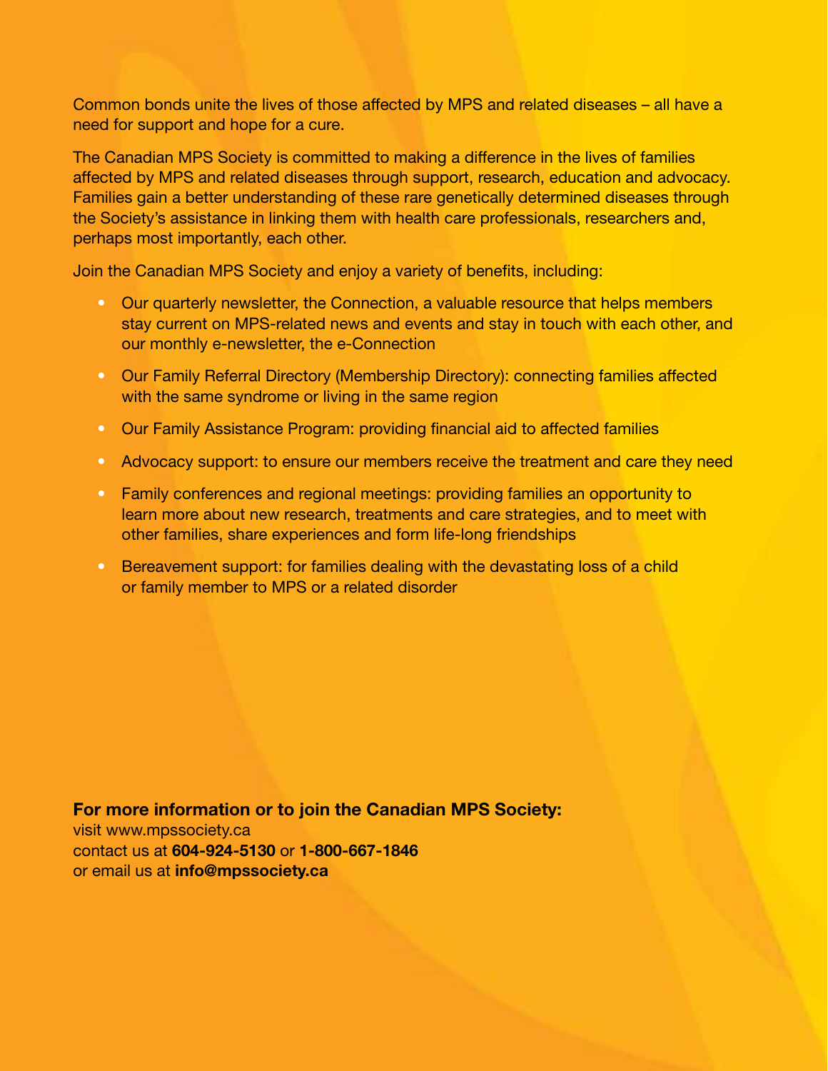Common bonds unite the lives of those affected by MPS and related diseases – all have a need for support and hope for a cure.

The Canadian MPS Society is committed to making a difference in the lives of families affected by MPS and related diseases through support, research, education and advocacy. Families gain a better understanding of these rare genetically determined diseases through the Society's assistance in linking them with health care professionals, researchers and, perhaps most importantly, each other.

Join the Canadian MPS Society and enjoy a variety of benefits, including:

- Our quarterly newsletter, the Connection, a valuable resource that helps members stay current on MPS-related news and events and stay in touch with each other, and our monthly e-newsletter, the e-Connection
- Our Family Referral Directory (Membership Directory): connecting families affected with the same syndrome or living in the same region
- Our Family Assistance Program: providing financial aid to affected families
- Advocacy support: to ensure our members receive the treatment and care they need
- Family conferences and regional meetings: providing families an opportunity to learn more about new research, treatments and care strategies, and to meet with other families, share experiences and form life-long friendships
- Bereavement support: for families dealing with the devastating loss of a child or family member to MPS or a related disorder

**For more information or to join the Canadian MPS Society:**
visit www.mpssociety.ca
contact us at **604-924-5130** or **1-800-667-1846**
or email us at **info@mpssociety.ca**